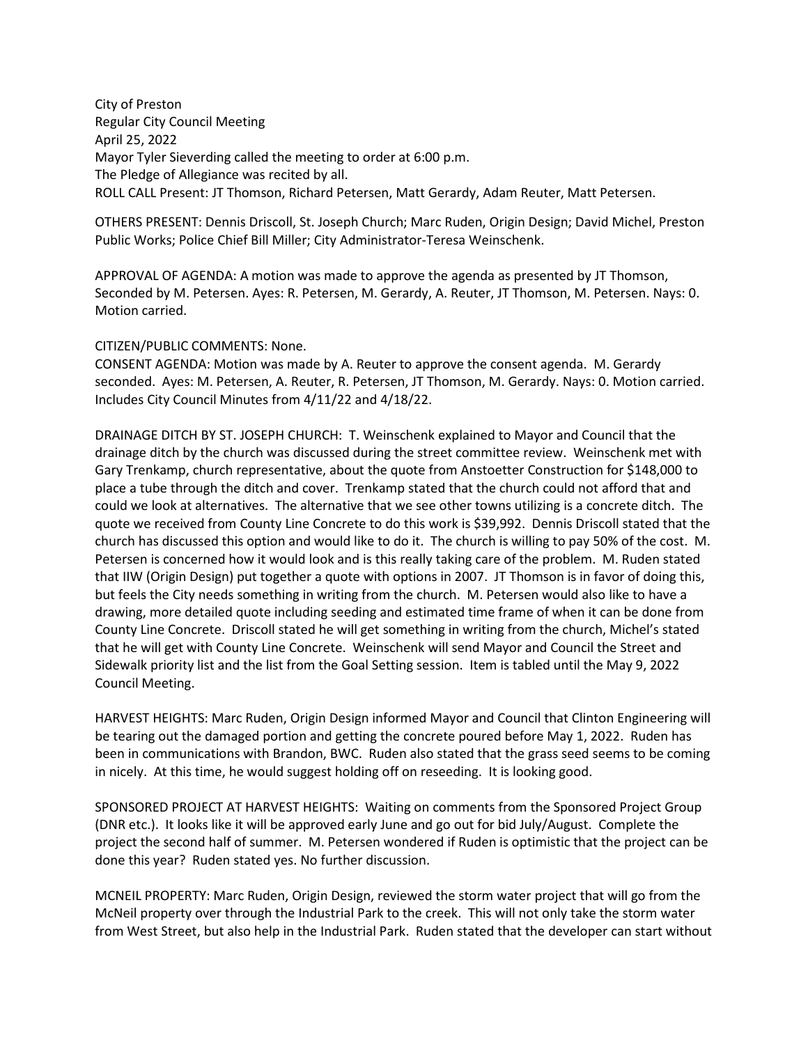City of Preston
Regular City Council Meeting
April 25, 2022
Mayor Tyler Sieverding called the meeting to order at 6:00 p.m.
The Pledge of Allegiance was recited by all.
ROLL CALL Present: JT Thomson, Richard Petersen, Matt Gerardy, Adam Reuter, Matt Petersen.

OTHERS PRESENT: Dennis Driscoll, St. Joseph Church; Marc Ruden, Origin Design; David Michel, Preston Public Works; Police Chief Bill Miller; City Administrator-Teresa Weinschenk.

APPROVAL OF AGENDA: A motion was made to approve the agenda as presented by JT Thomson, Seconded by M. Petersen. Ayes: R. Petersen, M. Gerardy, A. Reuter, JT Thomson, M. Petersen. Nays: 0. Motion carried.

CITIZEN/PUBLIC COMMENTS: None.
CONSENT AGENDA: Motion was made by A. Reuter to approve the consent agenda. M. Gerardy seconded. Ayes: M. Petersen, A. Reuter, R. Petersen, JT Thomson, M. Gerardy. Nays: 0. Motion carried. Includes City Council Minutes from 4/11/22 and 4/18/22.

DRAINAGE DITCH BY ST. JOSEPH CHURCH: T. Weinschenk explained to Mayor and Council that the drainage ditch by the church was discussed during the street committee review. Weinschenk met with Gary Trenkamp, church representative, about the quote from Anstoetter Construction for $148,000 to place a tube through the ditch and cover. Trenkamp stated that the church could not afford that and could we look at alternatives. The alternative that we see other towns utilizing is a concrete ditch. The quote we received from County Line Concrete to do this work is $39,992. Dennis Driscoll stated that the church has discussed this option and would like to do it. The church is willing to pay 50% of the cost. M. Petersen is concerned how it would look and is this really taking care of the problem. M. Ruden stated that IIW (Origin Design) put together a quote with options in 2007. JT Thomson is in favor of doing this, but feels the City needs something in writing from the church. M. Petersen would also like to have a drawing, more detailed quote including seeding and estimated time frame of when it can be done from County Line Concrete. Driscoll stated he will get something in writing from the church, Michel's stated that he will get with County Line Concrete. Weinschenk will send Mayor and Council the Street and Sidewalk priority list and the list from the Goal Setting session. Item is tabled until the May 9, 2022 Council Meeting.

HARVEST HEIGHTS: Marc Ruden, Origin Design informed Mayor and Council that Clinton Engineering will be tearing out the damaged portion and getting the concrete poured before May 1, 2022. Ruden has been in communications with Brandon, BWC. Ruden also stated that the grass seed seems to be coming in nicely. At this time, he would suggest holding off on reseeding. It is looking good.

SPONSORED PROJECT AT HARVEST HEIGHTS: Waiting on comments from the Sponsored Project Group (DNR etc.). It looks like it will be approved early June and go out for bid July/August. Complete the project the second half of summer. M. Petersen wondered if Ruden is optimistic that the project can be done this year? Ruden stated yes. No further discussion.

MCNEIL PROPERTY: Marc Ruden, Origin Design, reviewed the storm water project that will go from the McNeil property over through the Industrial Park to the creek. This will not only take the storm water from West Street, but also help in the Industrial Park. Ruden stated that the developer can start without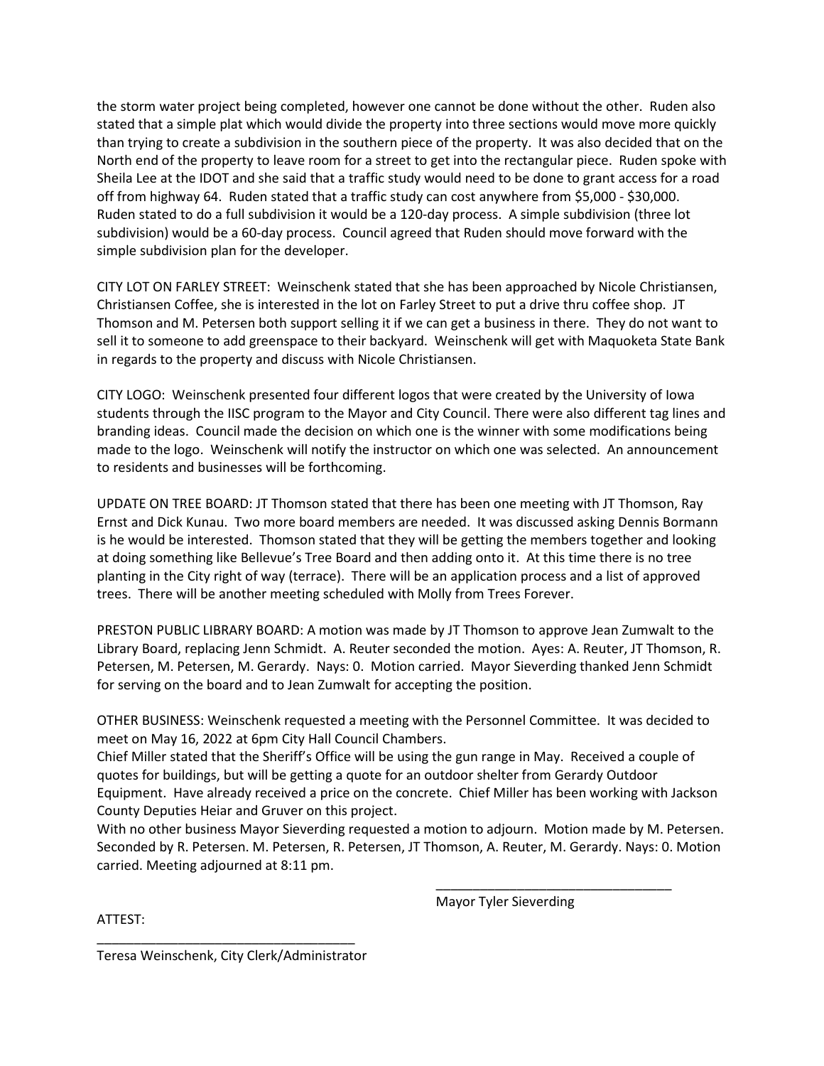the storm water project being completed, however one cannot be done without the other. Ruden also stated that a simple plat which would divide the property into three sections would move more quickly than trying to create a subdivision in the southern piece of the property. It was also decided that on the North end of the property to leave room for a street to get into the rectangular piece. Ruden spoke with Sheila Lee at the IDOT and she said that a traffic study would need to be done to grant access for a road off from highway 64. Ruden stated that a traffic study can cost anywhere from $5,000 - $30,000. Ruden stated to do a full subdivision it would be a 120-day process. A simple subdivision (three lot subdivision) would be a 60-day process. Council agreed that Ruden should move forward with the simple subdivision plan for the developer.

CITY LOT ON FARLEY STREET: Weinschenk stated that she has been approached by Nicole Christiansen, Christiansen Coffee, she is interested in the lot on Farley Street to put a drive thru coffee shop. JT Thomson and M. Petersen both support selling it if we can get a business in there. They do not want to sell it to someone to add greenspace to their backyard. Weinschenk will get with Maquoketa State Bank in regards to the property and discuss with Nicole Christiansen.

CITY LOGO: Weinschenk presented four different logos that were created by the University of Iowa students through the IISC program to the Mayor and City Council. There were also different tag lines and branding ideas. Council made the decision on which one is the winner with some modifications being made to the logo. Weinschenk will notify the instructor on which one was selected. An announcement to residents and businesses will be forthcoming.

UPDATE ON TREE BOARD: JT Thomson stated that there has been one meeting with JT Thomson, Ray Ernst and Dick Kunau. Two more board members are needed. It was discussed asking Dennis Bormann is he would be interested. Thomson stated that they will be getting the members together and looking at doing something like Bellevue's Tree Board and then adding onto it. At this time there is no tree planting in the City right of way (terrace). There will be an application process and a list of approved trees. There will be another meeting scheduled with Molly from Trees Forever.

PRESTON PUBLIC LIBRARY BOARD: A motion was made by JT Thomson to approve Jean Zumwalt to the Library Board, replacing Jenn Schmidt. A. Reuter seconded the motion. Ayes: A. Reuter, JT Thomson, R. Petersen, M. Petersen, M. Gerardy. Nays: 0. Motion carried. Mayor Sieverding thanked Jenn Schmidt for serving on the board and to Jean Zumwalt for accepting the position.

OTHER BUSINESS: Weinschenk requested a meeting with the Personnel Committee. It was decided to meet on May 16, 2022 at 6pm City Hall Council Chambers.
Chief Miller stated that the Sheriff's Office will be using the gun range in May. Received a couple of quotes for buildings, but will be getting a quote for an outdoor shelter from Gerardy Outdoor Equipment. Have already received a price on the concrete. Chief Miller has been working with Jackson County Deputies Heiar and Gruver on this project.
With no other business Mayor Sieverding requested a motion to adjourn. Motion made by M. Petersen. Seconded by R. Petersen. M. Petersen, R. Petersen, JT Thomson, A. Reuter, M. Gerardy. Nays: 0. Motion carried. Meeting adjourned at 8:11 pm.

\_\_\_\_\_\_\_\_\_\_\_\_\_\_\_\_\_\_\_\_\_\_\_\_\_\_\_\_\_\_\_\_
Mayor Tyler Sieverding

ATTEST:

\_\_\_\_\_\_\_\_\_\_\_\_\_\_\_\_\_\_\_\_\_\_\_\_\_\_\_\_\_\_\_\_
Teresa Weinschenk, City Clerk/Administrator